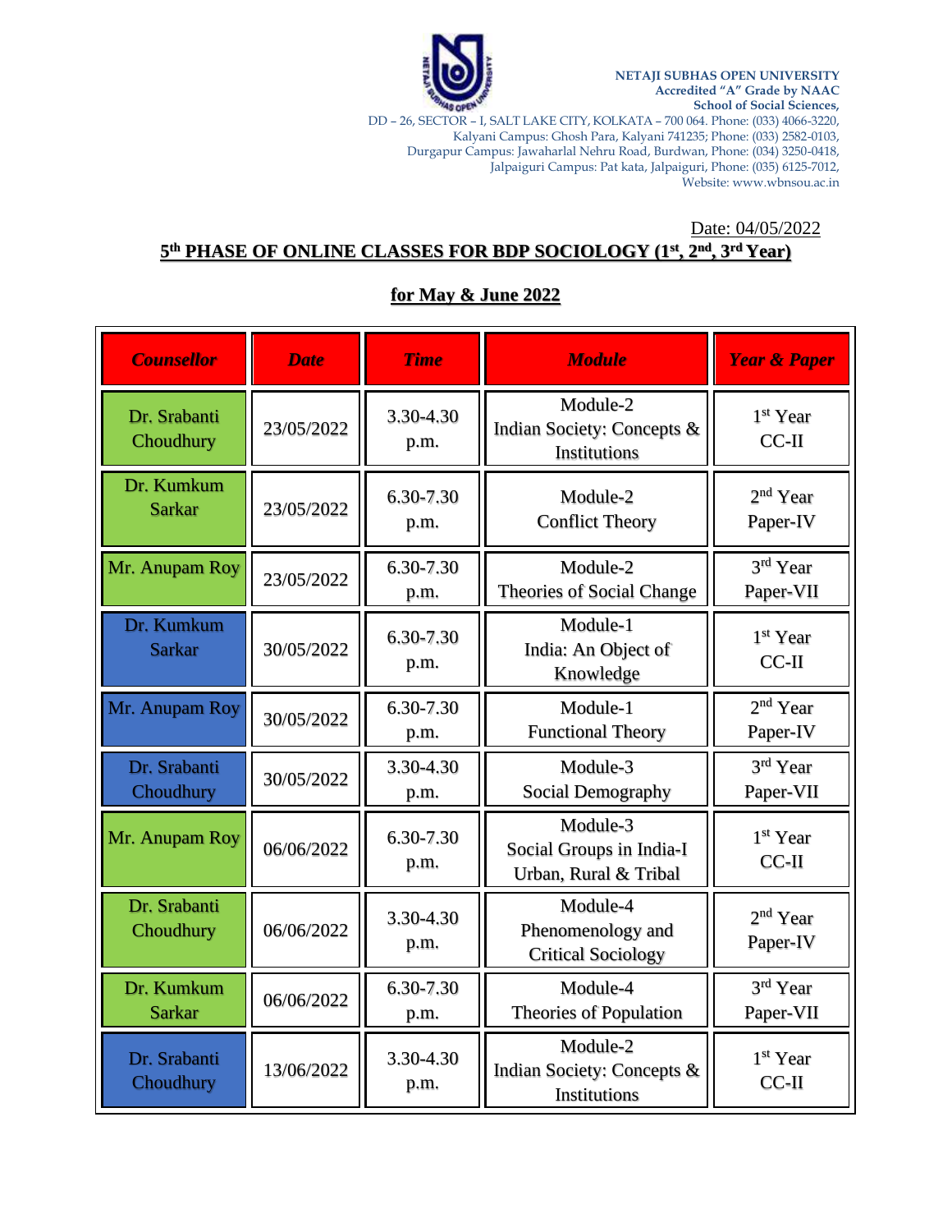NETAJI SUBHAS OPEN UNIVERSITY
Accredited "A" Grade by NAAC
School of Social Sciences,
DD – 26, SECTOR – I, SALT LAKE CITY, KOLKATA – 700 064. Phone: (033) 4066-3220,
Kalyani Campus: Ghosh Para, Kalyani 741235; Phone: (033) 2582-0103,
Durgapur Campus: Jawaharlal Nehru Road, Burdwan, Phone: (034) 3250-0418,
Jalpaiguri Campus: Pat kata, Jalpaiguri, Phone: (035) 6125-7012,
Website: www.wbnsou.ac.in

Date: 04/05/2022

## 5th PHASE OF ONLINE CLASSES FOR BDP SOCIOLOGY (1st, 2nd, 3rd Year)

## for May & June 2022

| *Counsellor* | *Date* | *Time* | *Module* | *Year & Paper* |
|---|---|---|---|---|
| Dr. Srabanti Choudhury | 23/05/2022 | 3.30-4.30 p.m. | Module-2 Indian Society: Concepts & Institutions | 1st Year CC-II |
| Dr. Kumkum Sarkar | 23/05/2022 | 6.30-7.30 p.m. | Module-2 Conflict Theory | 2nd Year Paper-IV |
| Mr. Anupam Roy | 23/05/2022 | 6.30-7.30 p.m. | Module-2 Theories of Social Change | 3rd Year Paper-VII |
| Dr. Kumkum Sarkar | 30/05/2022 | 6.30-7.30 p.m. | Module-1 India: An Object of Knowledge | 1st Year CC-II |
| Mr. Anupam Roy | 30/05/2022 | 6.30-7.30 p.m. | Module-1 Functional Theory | 2nd Year Paper-IV |
| Dr. Srabanti Choudhury | 30/05/2022 | 3.30-4.30 p.m. | Module-3 Social Demography | 3rd Year Paper-VII |
| Mr. Anupam Roy | 06/06/2022 | 6.30-7.30 p.m. | Module-3 Social Groups in India-I Urban, Rural & Tribal | 1st Year CC-II |
| Dr. Srabanti Choudhury | 06/06/2022 | 3.30-4.30 p.m. | Module-4 Phenomenology and Critical Sociology | 2nd Year Paper-IV |
| Dr. Kumkum Sarkar | 06/06/2022 | 6.30-7.30 p.m. | Module-4 Theories of Population | 3rd Year Paper-VII |
| Dr. Srabanti Choudhury | 13/06/2022 | 3.30-4.30 p.m. | Module-2 Indian Society: Concepts & Institutions | 1st Year CC-II |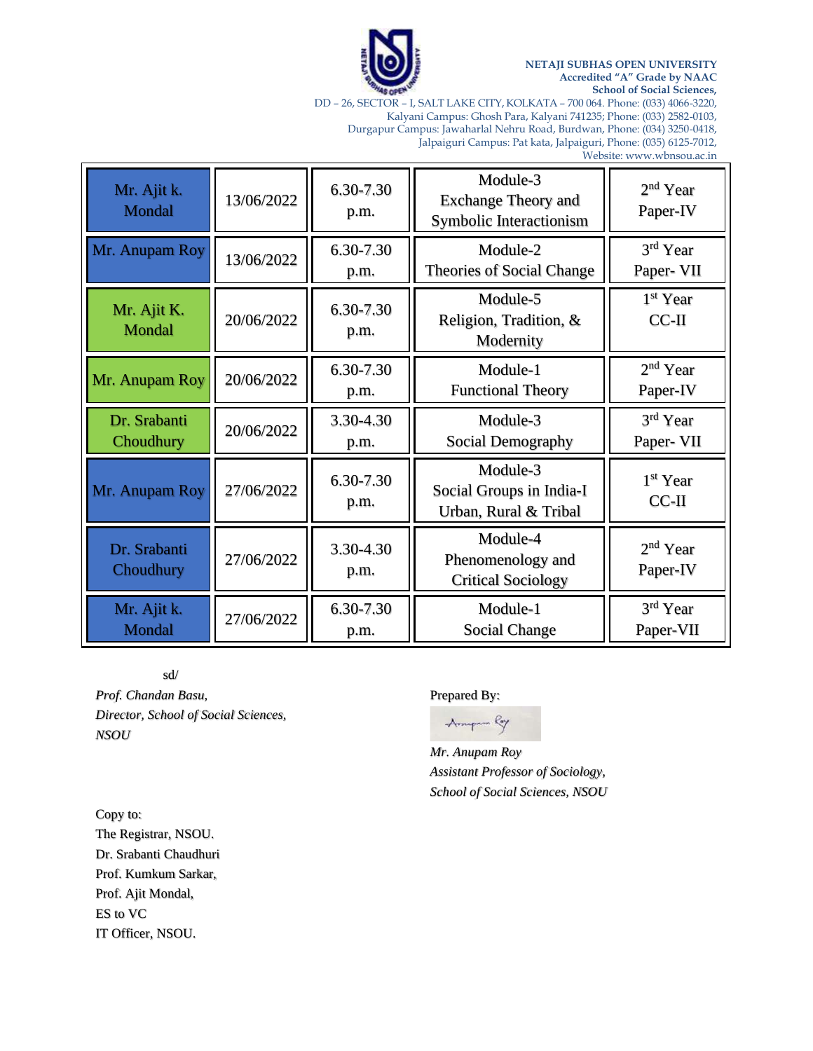**NETAJI SUBHAS OPEN UNIVERSITY**
**Accredited "A" Grade by NAAC**
**School of Social Sciences,**
DD – 26, SECTOR – I, SALT LAKE CITY, KOLKATA – 700 064. Phone: (033) 4066-3220,
Kalyani Campus: Ghosh Para, Kalyani 741235; Phone: (033) 2582-0103,
Durgapur Campus: Jawaharlal Nehru Road, Burdwan, Phone: (034) 3250-0418,
Jalpaiguri Campus: Pat kata, Jalpaiguri, Phone: (035) 6125-7012,
Website: www.wbnsou.ac.in

| | | | | |
|---|---|---|---|---|
| Mr. Ajit k. Mondal | 13/06/2022 | 6.30-7.30 p.m. | Module-3 Exchange Theory and Symbolic Interactionism | 2nd Year Paper-IV |
| Mr. Anupam Roy | 13/06/2022 | 6.30-7.30 p.m. | Module-2 Theories of Social Change | 3rd Year Paper- VII |
| Mr. Ajit K. Mondal | 20/06/2022 | 6.30-7.30 p.m. | Module-5 Religion, Tradition, & Modernity | 1st Year CC-II |
| Mr. Anupam Roy | 20/06/2022 | 6.30-7.30 p.m. | Module-1 Functional Theory | 2nd Year Paper-IV |
| Dr. Srabanti Choudhury | 20/06/2022 | 3.30-4.30 p.m. | Module-3 Social Demography | 3rd Year Paper- VII |
| Mr. Anupam Roy | 27/06/2022 | 6.30-7.30 p.m. | Module-3 Social Groups in India-I Urban, Rural & Tribal | 1st Year CC-II |
| Dr. Srabanti Choudhury | 27/06/2022 | 3.30-4.30 p.m. | Module-4 Phenomenology and Critical Sociology | 2nd Year Paper-IV |
| Mr. Ajit k. Mondal | 27/06/2022 | 6.30-7.30 p.m. | Module-1 Social Change | 3rd Year Paper-VII |

sd/
*Prof. Chandan Basu,*
*Director, School of Social Sciences,*
*NSOU*

Prepared By:

*Mr. Anupam Roy*
*Assistant Professor of Sociology,*
*School of Social Sciences, NSOU*

Copy to:
The Registrar, NSOU.
Dr. Srabanti Chaudhuri
Prof. Kumkum Sarkar,
Prof. Ajit Mondal,
ES to VC
IT Officer, NSOU.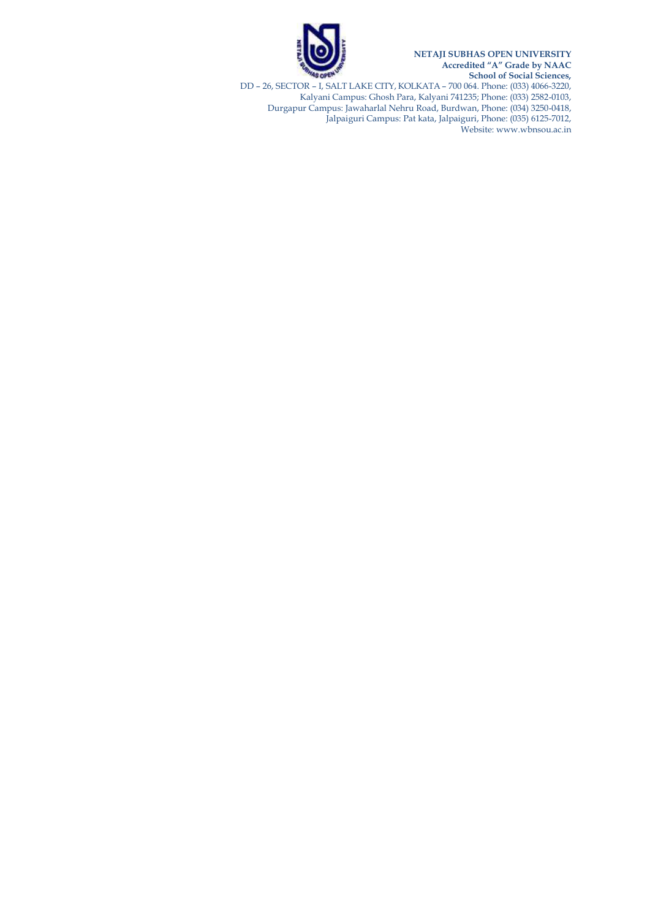**NETAJI SUBHAS OPEN UNIVERSITY**
**Accredited "A" Grade by NAAC**
**School of Social Sciences,**

DD – 26, SECTOR – I, SALT LAKE CITY, KOLKATA – 700 064. Phone: (033) 4066-3220,
Kalyani Campus: Ghosh Para, Kalyani 741235; Phone: (033) 2582-0103,
Durgapur Campus: Jawaharlal Nehru Road, Burdwan, Phone: (034) 3250-0418,
Jalpaiguri Campus: Pat kata, Jalpaiguri, Phone: (035) 6125-7012,
Website: www.wbnsou.ac.in